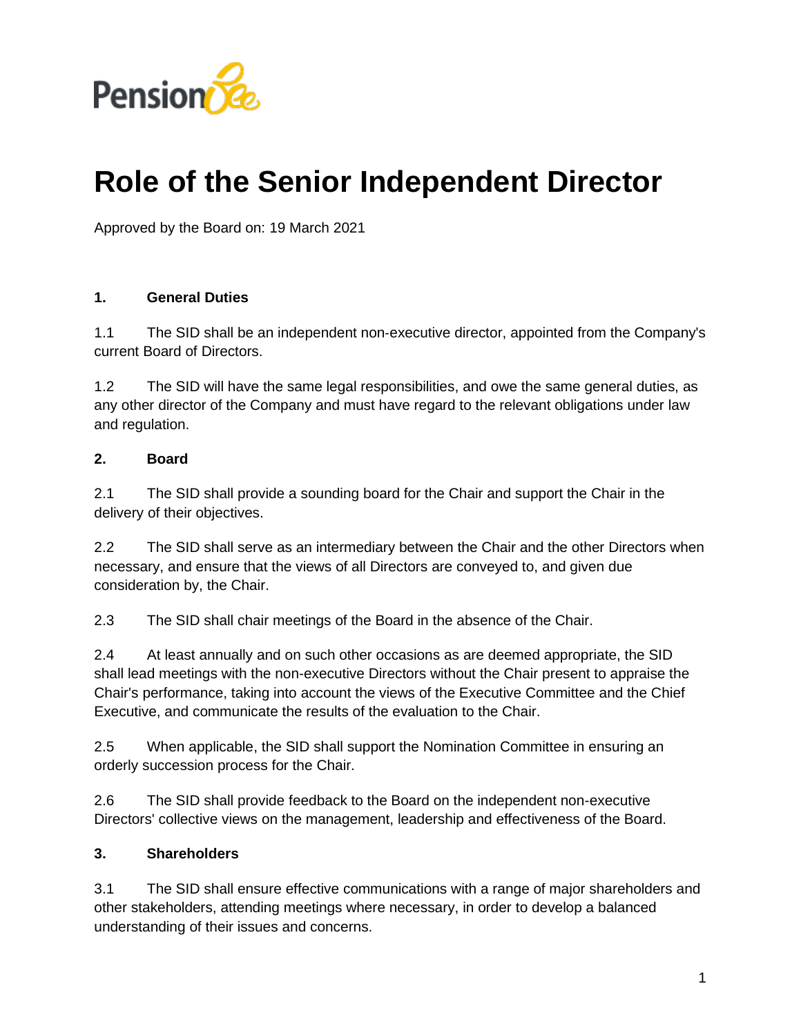# Role of the Senior Independent Director

Approved by the Board on: 19 March 2021

## 1. General Duties

1.1 The SID shall be an independent non-executive director, appointed from the Company's current Board of Directors.

1.2 The SID will have the same legal responsibilities, and owe the same general duties, as any other director of the Company and must have regard to the relevant obligations under law and regulation.

## 2. Board

2.1 The SID shall provide a sounding board for the Chair and support the Chair in the delivery of their objectives.

2.2 The SID shall serve as an intermediary between the Chair and the other Directors when necessary, and ensure that the views of all Directors are conveyed to, and given due consideration by, the Chair.

2.3 The SID shall chair meetings of the Board in the absence of the Chair.

2.4 At least annually and on such other occasions as are deemed appropriate, the SID shall lead meetings with the non-executive Directors without the Chair present to appraise the Chair's performance, taking into account the views of the Executive Committee and the Chief Executive, and communicate the results of the evaluation to the Chair.

2.5 When applicable, the SID shall support the Nomination Committee in ensuring an orderly succession process for the Chair.

2.6 The SID shall provide feedback to the Board on the independent non-executive Directors' collective views on the management, leadership and effectiveness of the Board.

## 3. Shareholders

3.1 The SID shall ensure effective communications with a range of major shareholders and other stakeholders, attending meetings where necessary, in order to develop a balanced understanding of their issues and concerns.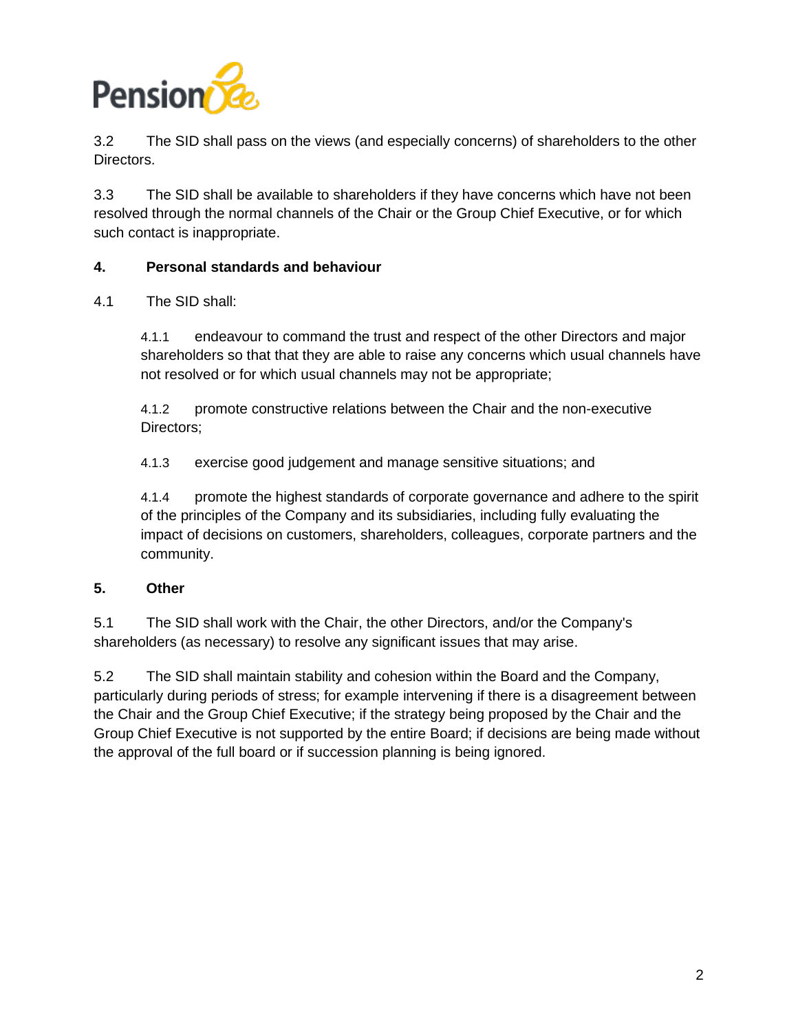3.2 The SID shall pass on the views (and especially concerns) of shareholders to the other Directors.

3.3 The SID shall be available to shareholders if they have concerns which have not been resolved through the normal channels of the Chair or the Group Chief Executive, or for which such contact is inappropriate.

**4. Personal standards and behaviour**

4.1 The SID shall:

4.1.1 endeavour to command the trust and respect of the other Directors and major shareholders so that that they are able to raise any concerns which usual channels have not resolved or for which usual channels may not be appropriate;

4.1.2 promote constructive relations between the Chair and the non-executive Directors;

4.1.3 exercise good judgement and manage sensitive situations; and

4.1.4 promote the highest standards of corporate governance and adhere to the spirit of the principles of the Company and its subsidiaries, including fully evaluating the impact of decisions on customers, shareholders, colleagues, corporate partners and the community.

**5. Other**

5.1 The SID shall work with the Chair, the other Directors, and/or the Company's shareholders (as necessary) to resolve any significant issues that may arise.

5.2 The SID shall maintain stability and cohesion within the Board and the Company, particularly during periods of stress; for example intervening if there is a disagreement between the Chair and the Group Chief Executive; if the strategy being proposed by the Chair and the Group Chief Executive is not supported by the entire Board; if decisions are being made without the approval of the full board or if succession planning is being ignored.